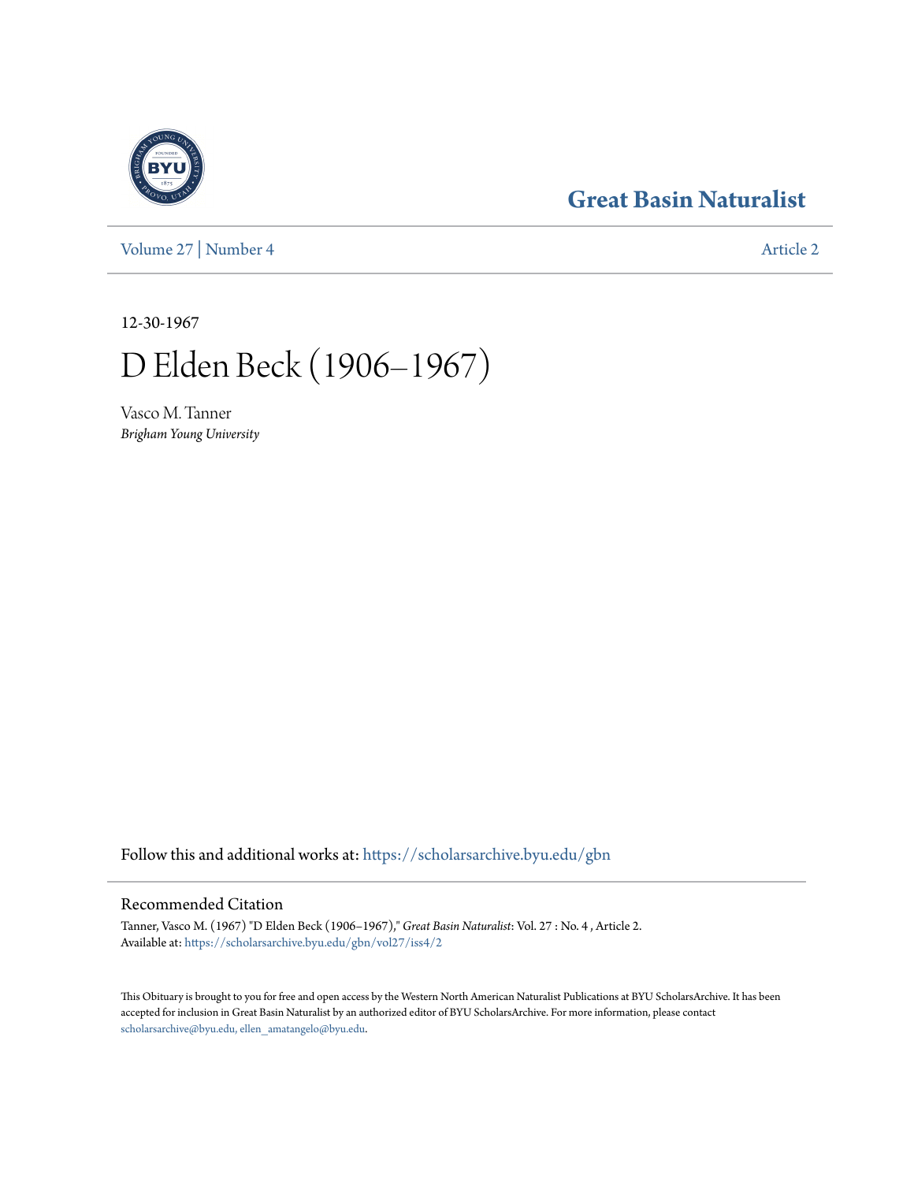# Great Basin Naturalist

Volume 27 | Number 4

Article 2

12-30-1967

# D Elden Beck (1906–1967)

Vasco M. Tanner
*Brigham Young University*

Follow this and additional works at: https://scholarsarchive.byu.edu/gbn

## Recommended Citation

Tanner, Vasco M. (1967) "D Elden Beck (1906–1967)," *Great Basin Naturalist*: Vol. 27 : No. 4 , Article 2.
Available at: https://scholarsarchive.byu.edu/gbn/vol27/iss4/2

This Obituary is brought to you for free and open access by the Western North American Naturalist Publications at BYU ScholarsArchive. It has been accepted for inclusion in Great Basin Naturalist by an authorized editor of BYU ScholarsArchive. For more information, please contact scholarsarchive@byu.edu, ellen_amatangelo@byu.edu.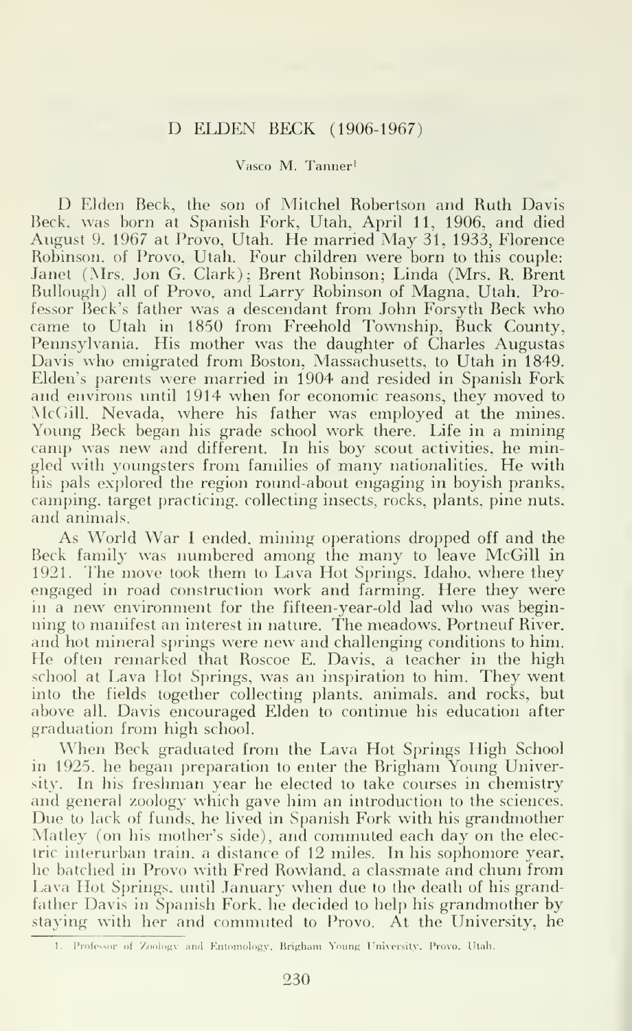# D ELDEN BECK (1906-1967)

Vasco M. Tanner[1]

D Elden Beck, the son of Mitchel Robertson and Ruth Davis Beck, was born at Spanish Fork, Utah, April 11, 1906, and died August 9, 1967 at Provo, Utah. He married May 31, 1933, Florence Robinson, of Provo, Utah. Four children were born to this couple: Janet (Mrs. Jon G. Clark); Brent Robinson; Linda (Mrs. R. Brent Bullough) all of Provo, and Larry Robinson of Magna, Utah. Professor Beck's father was a descendant from John Forsyth Beck who came to Utah in 1850 from Freehold Township, Buck County, Pennsylvania. His mother was the daughter of Charles Augustas Davis who emigrated from Boston, Massachusetts, to Utah in 1849. Elden's parents were married in 1904 and resided in Spanish Fork and environs until 1914 when for economic reasons, they moved to McGill, Nevada, where his father was employed at the mines. Young Beck began his grade school work there. Life in a mining camp was new and different. In his boy scout activities, he mingled with youngsters from families of many nationalities. He with his pals explored the region round-about engaging in boyish pranks, camping, target practicing, collecting insects, rocks, plants, pine nuts, and animals.

As World War I ended, mining operations dropped off and the Beck family was numbered among the many to leave McGill in 1921. The move took them to Lava Hot Springs, Idaho, where they engaged in road construction work and farming. Here they were in a new environment for the fifteen-year-old lad who was beginning to manifest an interest in nature. The meadows, Portneuf River, and hot mineral springs were new and challenging conditions to him. He often remarked that Roscoe E. Davis, a teacher in the high school at Lava Hot Springs, was an inspiration to him. They went into the fields together collecting plants, animals, and rocks, but above all, Davis encouraged Elden to continue his education after graduation from high school.

When Beck graduated from the Lava Hot Springs High School in 1925, he began preparation to enter the Brigham Young University. In his freshman year he elected to take courses in chemistry and general zoology which gave him an introduction to the sciences. Due to lack of funds, he lived in Spanish Fork with his grandmother Matley (on his mother's side), and commuted each day on the electric interurban train, a distance of 12 miles. In his sophomore year, he batched in Provo with Fred Rowland, a classmate and chum from Lava Hot Springs, until January when due to the death of his grandfather Davis in Spanish Fork, he decided to help his grandmother by staying with her and commuted to Provo. At the University, he

[1] Professor of Zoology and Entomology, Brigham Young University, Provo, Utah.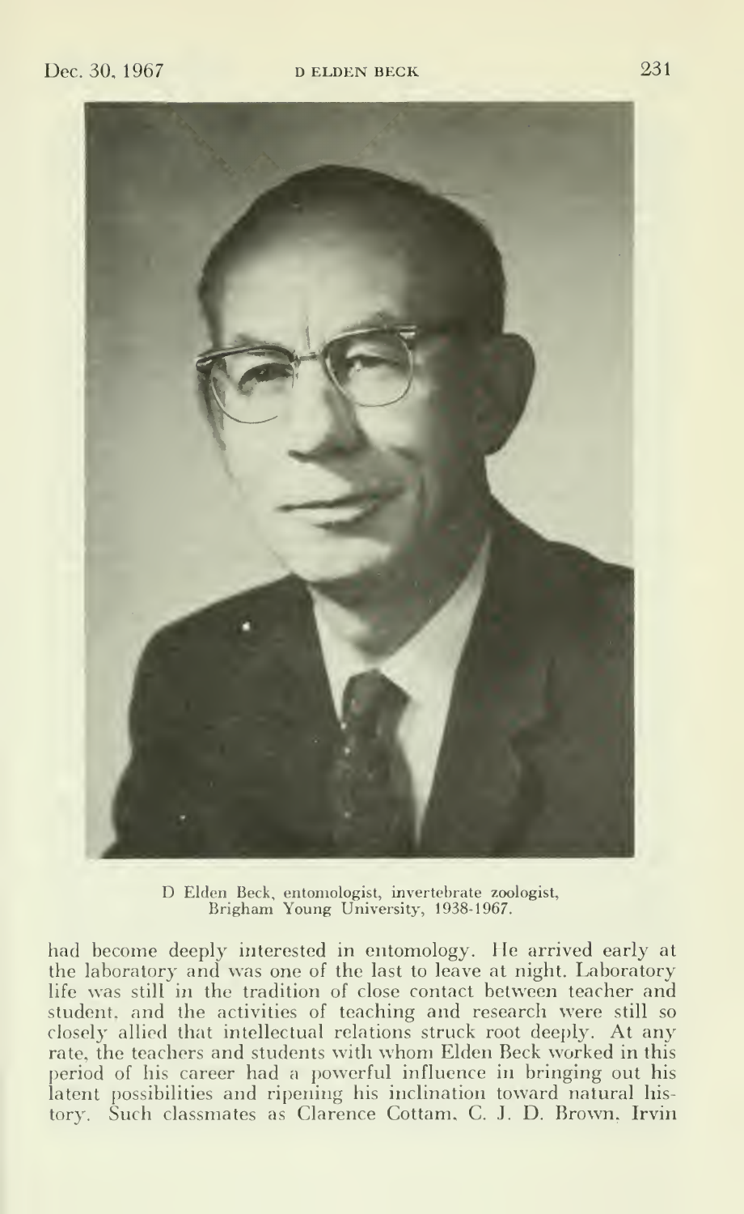D Elden Beck, entomologist, invertebrate zoologist, Brigham Young University, 1938-1967.

had become deeply interested in entomology. He arrived early at the laboratory and was one of the last to leave at night. Laboratory life was still in the tradition of close contact between teacher and student, and the activities of teaching and research were still so closely allied that intellectual relations struck root deeply. At any rate, the teachers and students with whom Elden Beck worked in this period of his career had a powerful influence in bringing out his latent possibilities and ripening his inclination toward natural history. Such classmates as Clarence Cottam, C. J. D. Brown, Irvin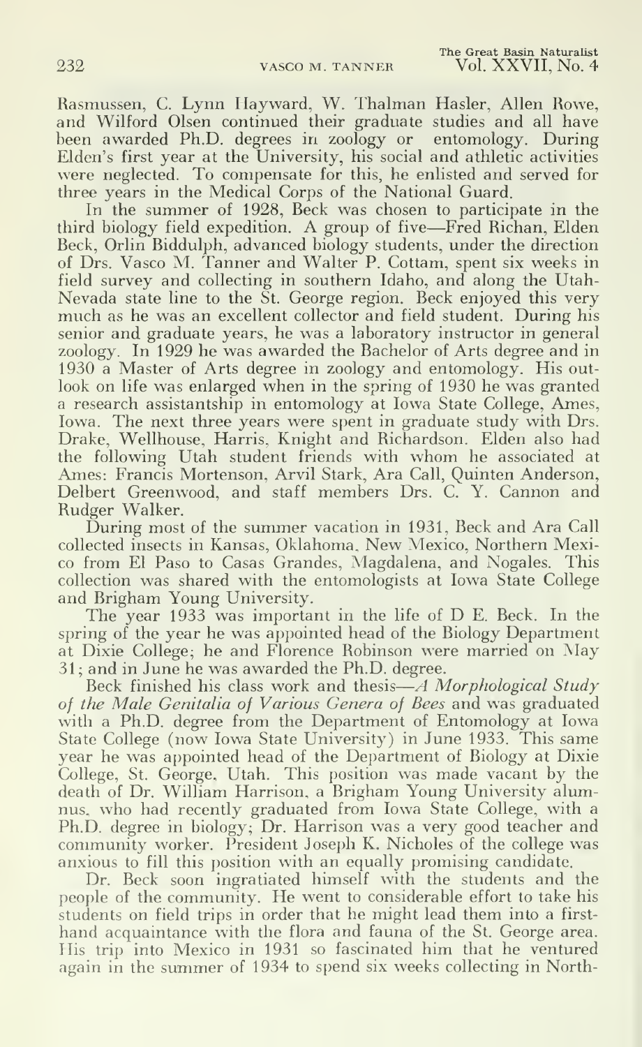Rasmussen, C. Lynn Hayward, W. Thalman Hasler, Allen Rowe, and Wilford Olsen continued their graduate studies and all have been awarded Ph.D. degrees in zoology or entomology. During Elden's first year at the University, his social and athletic activities were neglected. To compensate for this, he enlisted and served for three years in the Medical Corps of the National Guard.

In the summer of 1928, Beck was chosen to participate in the third biology field expedition. A group of five—Fred Richan, Elden Beck, Orlin Biddulph, advanced biology students, under the direction of Drs. Vasco M. Tanner and Walter P. Cottam, spent six weeks in field survey and collecting in southern Idaho, and along the Utah-Nevada state line to the St. George region. Beck enjoyed this very much as he was an excellent collector and field student. During his senior and graduate years, he was a laboratory instructor in general zoology. In 1929 he was awarded the Bachelor of Arts degree and in 1930 a Master of Arts degree in zoology and entomology. His outlook on life was enlarged when in the spring of 1930 he was granted a research assistantship in entomology at Iowa State College, Ames, Iowa. The next three years were spent in graduate study with Drs. Drake, Wellhouse, Harris, Knight and Richardson. Elden also had the following Utah student friends with whom he associated at Ames: Francis Mortenson, Arvil Stark, Ara Call, Quinten Anderson, Delbert Greenwood, and staff members Drs. C. Y. Cannon and Rudger Walker.

During most of the summer vacation in 1931, Beck and Ara Call collected insects in Kansas, Oklahoma, New Mexico, Northern Mexico from El Paso to Casas Grandes, Magdalena, and Nogales. This collection was shared with the entomologists at Iowa State College and Brigham Young University.

The year 1933 was important in the life of D E. Beck. In the spring of the year he was appointed head of the Biology Department at Dixie College; he and Florence Robinson were married on May 31; and in June he was awarded the Ph.D. degree.

Beck finished his class work and thesis—*A Morphological Study of the Male Genitalia of Various Genera of Bees* and was graduated with a Ph.D. degree from the Department of Entomology at Iowa State College (now Iowa State University) in June 1933. This same year he was appointed head of the Department of Biology at Dixie College, St. George, Utah. This position was made vacant by the death of Dr. William Harrison, a Brigham Young University alumnus, who had recently graduated from Iowa State College, with a Ph.D. degree in biology; Dr. Harrison was a very good teacher and community worker. President Joseph K. Nicholes of the college was anxious to fill this position with an equally promising candidate.

Dr. Beck soon ingratiated himself with the students and the people of the community. He went to considerable effort to take his students on field trips in order that he might lead them into a first-hand acquaintance with the flora and fauna of the St. George area. His trip into Mexico in 1931 so fascinated him that he ventured again in the summer of 1934 to spend six weeks collecting in North-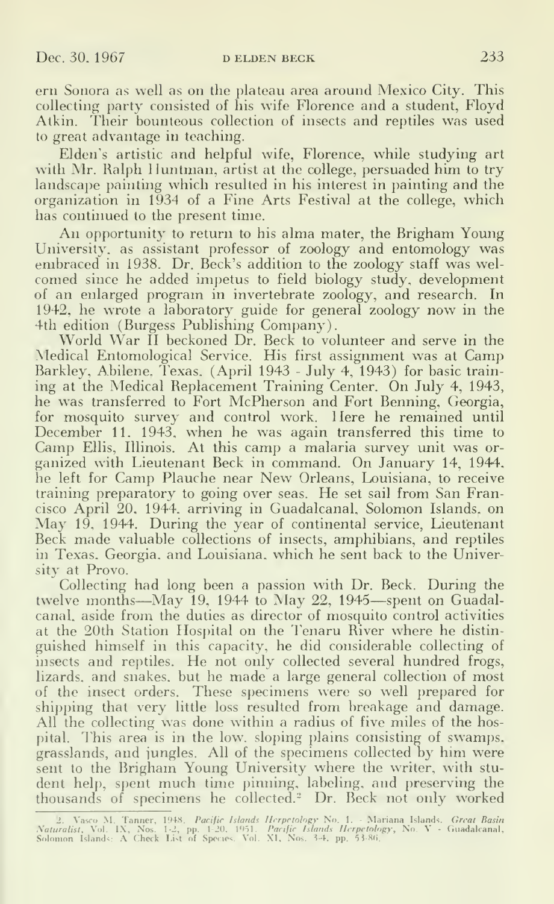ern Sonora as well as on the plateau area around Mexico City. This collecting party consisted of his wife Florence and a student, Floyd Atkin. Their bounteous collection of insects and reptiles was used to great advantage in teaching.

Elden's artistic and helpful wife, Florence, while studying art with Mr. Ralph Huntman, artist at the college, persuaded him to try landscape painting which resulted in his interest in painting and the organization in 1934 of a Fine Arts Festival at the college, which has continued to the present time.

An opportunity to return to his alma mater, the Brigham Young University, as assistant professor of zoology and entomology was embraced in 1938. Dr. Beck's addition to the zoology staff was welcomed since he added impetus to field biology study, development of an enlarged program in invertebrate zoology, and research. In 1942, he wrote a laboratory guide for general zoology now in the 4th edition (Burgess Publishing Company).

World War II beckoned Dr. Beck to volunteer and serve in the Medical Entomological Service. His first assignment was at Camp Barkley, Abilene, Texas, (April 1943 - July 4, 1943) for basic training at the Medical Replacement Training Center. On July 4, 1943, he was transferred to Fort McPherson and Fort Benning, Georgia, for mosquito survey and control work. Here he remained until December 11, 1943, when he was again transferred this time to Camp Ellis, Illinois. At this camp a malaria survey unit was organized with Lieutenant Beck in command. On January 14, 1944, he left for Camp Plauche near New Orleans, Louisiana, to receive training preparatory to going over seas. He set sail from San Francisco April 20, 1944, arriving in Guadalcanal, Solomon Islands, on May 19, 1944. During the year of continental service, Lieutenant Beck made valuable collections of insects, amphibians, and reptiles in Texas, Georgia, and Louisiana, which he sent back to the University at Provo.

Collecting had long been a passion with Dr. Beck. During the twelve months—May 19, 1944 to May 22, 1945—spent on Guadalcanal, aside from the duties as director of mosquito control activities at the 20th Station Hospital on the Tenaru River where he distinguished himself in this capacity, he did considerable collecting of insects and reptiles. He not only collected several hundred frogs, lizards, and snakes, but he made a large general collection of most of the insect orders. These specimens were so well prepared for shipping that very little loss resulted from breakage and damage. All the collecting was done within a radius of five miles of the hospital. This area is in the low, sloping plains consisting of swamps, grasslands, and jungles. All of the specimens collected by him were sent to the Brigham Young University where the writer, with student help, spent much time pinning, labeling, and preserving the thousands of specimens he collected.[2] Dr. Beck not only worked

2. Vasco M. Tanner, 1948. *Pacific Islands Herpetology* No. 1. - Mariana Islands. *Great Basin Naturalist*, Vol. IX, Nos. 1-2, pp. 1-20. 1951. *Pacific Islands Herpetology*, No. V - Guadalcanal, Solomon Islands: A Check List of Species. Vol. XI, Nos. 3-4, pp. 53-86.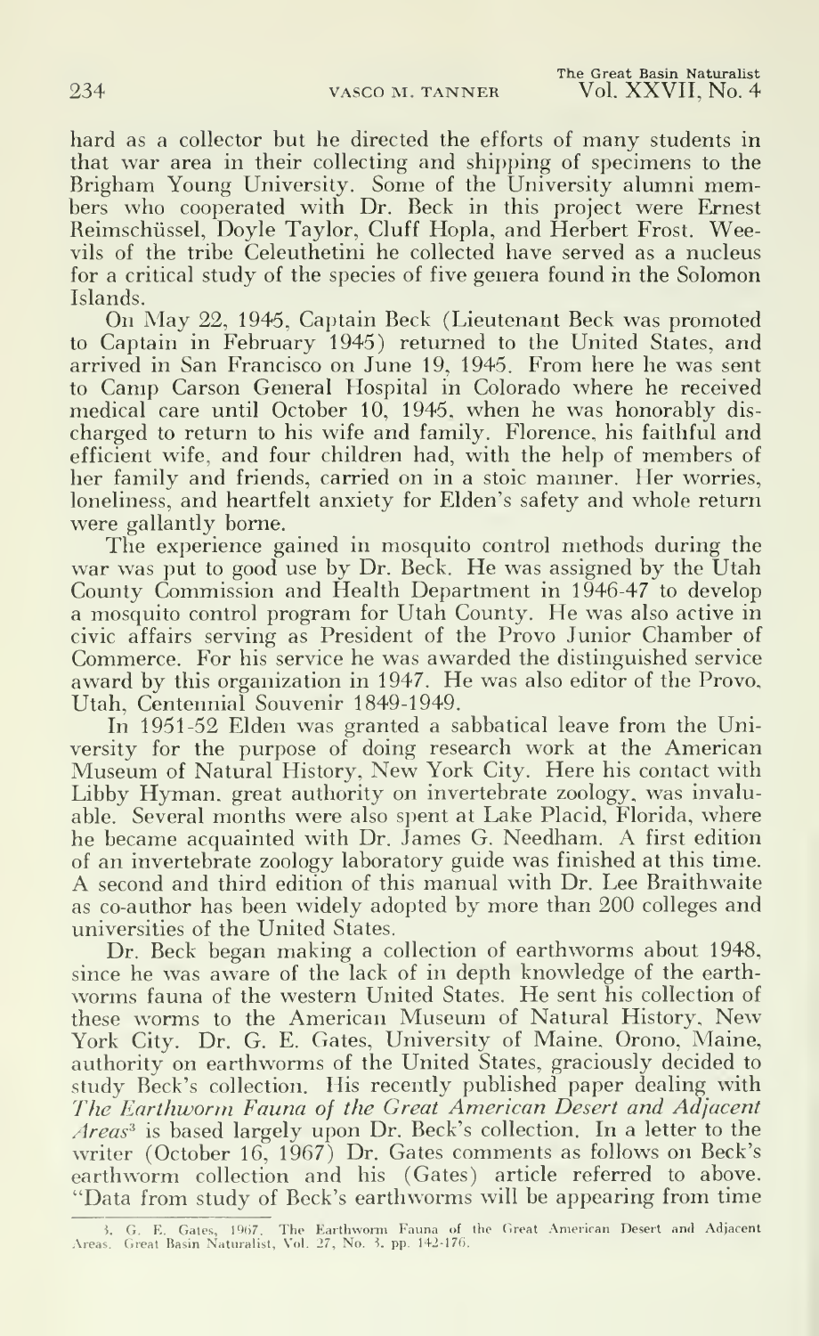hard as a collector but he directed the efforts of many students in that war area in their collecting and shipping of specimens to the Brigham Young University. Some of the University alumni members who cooperated with Dr. Beck in this project were Ernest Reimschüssel, Doyle Taylor, Cluff Hopla, and Herbert Frost. Weevils of the tribe Celeuthetini he collected have served as a nucleus for a critical study of the species of five genera found in the Solomon Islands.

On May 22, 1945, Captain Beck (Lieutenant Beck was promoted to Captain in February 1945) returned to the United States, and arrived in San Francisco on June 19, 1945. From here he was sent to Camp Carson General Hospital in Colorado where he received medical care until October 10, 1945, when he was honorably discharged to return to his wife and family. Florence, his faithful and efficient wife, and four children had, with the help of members of her family and friends, carried on in a stoic manner. Her worries, loneliness, and heartfelt anxiety for Elden's safety and whole return were gallantly borne.

The experience gained in mosquito control methods during the war was put to good use by Dr. Beck. He was assigned by the Utah County Commission and Health Department in 1946-47 to develop a mosquito control program for Utah County. He was also active in civic affairs serving as President of the Provo Junior Chamber of Commerce. For his service he was awarded the distinguished service award by this organization in 1947. He was also editor of the Provo, Utah, Centennial Souvenir 1849-1949.

In 1951-52 Elden was granted a sabbatical leave from the University for the purpose of doing research work at the American Museum of Natural History, New York City. Here his contact with Libby Hyman, great authority on invertebrate zoology, was invaluable. Several months were also spent at Lake Placid, Florida, where he became acquainted with Dr. James G. Needham. A first edition of an invertebrate zoology laboratory guide was finished at this time. A second and third edition of this manual with Dr. Lee Braithwaite as co-author has been widely adopted by more than 200 colleges and universities of the United States.

Dr. Beck began making a collection of earthworms about 1948, since he was aware of the lack of in depth knowledge of the earthworms fauna of the western United States. He sent his collection of these worms to the American Museum of Natural History, New York City. Dr. G. E. Gates, University of Maine, Orono, Maine, authority on earthworms of the United States, graciously decided to study Beck's collection. His recently published paper dealing with *The Earthworm Fauna of the Great American Desert and Adjacent Areas*[3] is based largely upon Dr. Beck's collection. In a letter to the writer (October 16, 1967) Dr. Gates comments as follows on Beck's earthworm collection and his (Gates) article referred to above. "Data from study of Beck's earthworms will be appearing from time

3. G. E. Gates, 1967. The Earthworm Fauna of the Great American Desert and Adjacent Areas. Great Basin Naturalist, Vol. 27, No. 3. pp. 142-176.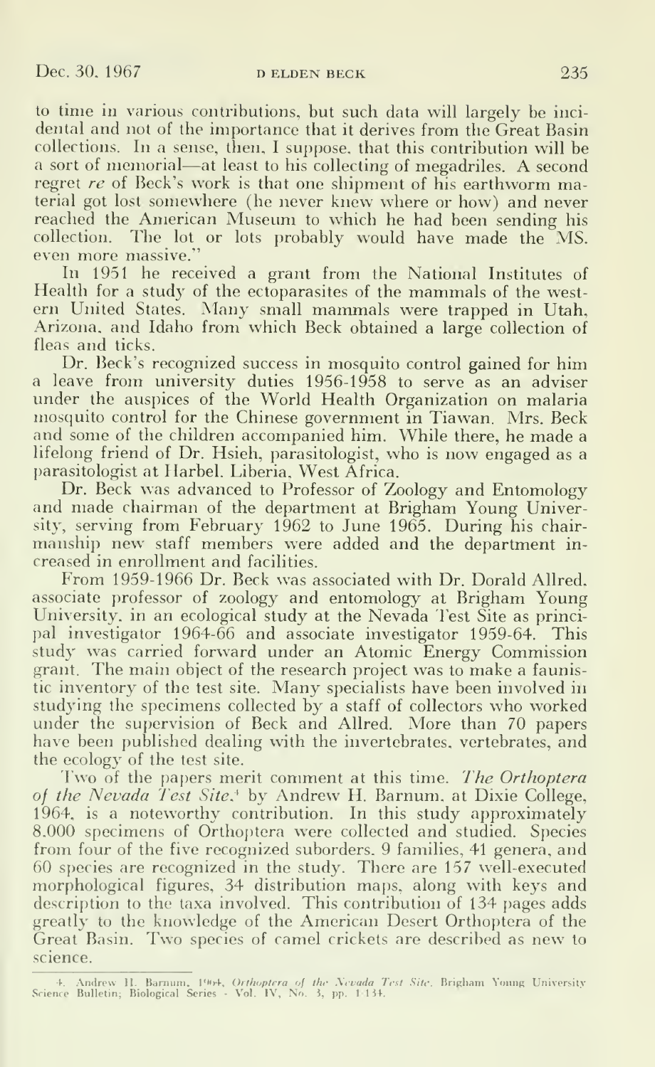to time in various contributions, but such data will largely be incidental and not of the importance that it derives from the Great Basin collections. In a sense, then, I suppose, that this contribution will be a sort of memorial—at least to his collecting of megadriles. A second regret *re* of Beck's work is that one shipment of his earthworm material got lost somewhere (he never knew where or how) and never reached the American Museum to which he had been sending his collection. The lot or lots probably would have made the MS. even more massive."

In 1951 he received a grant from the National Institutes of Health for a study of the ectoparasites of the mammals of the western United States. Many small mammals were trapped in Utah, Arizona, and Idaho from which Beck obtained a large collection of fleas and ticks.

Dr. Beck's recognized success in mosquito control gained for him a leave from university duties 1956-1958 to serve as an adviser under the auspices of the World Health Organization on malaria mosquito control for the Chinese government in Tiawan. Mrs. Beck and some of the children accompanied him. While there, he made a lifelong friend of Dr. Hsieh, parasitologist, who is now engaged as a parasitologist at Harbel, Liberia, West Africa.

Dr. Beck was advanced to Professor of Zoology and Entomology and made chairman of the department at Brigham Young University, serving from February 1962 to June 1965. During his chairmanship new staff members were added and the department increased in enrollment and facilities.

From 1959-1966 Dr. Beck was associated with Dr. Dorald Allred, associate professor of zoology and entomology at Brigham Young University, in an ecological study at the Nevada Test Site as principal investigator 1964-66 and associate investigator 1959-64. This study was carried forward under an Atomic Energy Commission grant. The main object of the research project was to make a faunistic inventory of the test site. Many specialists have been involved in studying the specimens collected by a staff of collectors who worked under the supervision of Beck and Allred. More than 70 papers have been published dealing with the invertebrates, vertebrates, and the ecology of the test site.

Two of the papers merit comment at this time. *The Orthoptera of the Nevada Test Site*,[4] by Andrew H. Barnum, at Dixie College, 1964, is a noteworthy contribution. In this study approximately 8,000 specimens of Orthoptera were collected and studied. Species from four of the five recognized suborders, 9 families, 41 genera, and 60 species are recognized in the study. There are 157 well-executed morphological figures, 34 distribution maps, along with keys and description to the taxa involved. This contribution of 134 pages adds greatly to the knowledge of the American Desert Orthoptera of the Great Basin. Two species of camel crickets are described as new to science.

---

4. Andrew H. Barnum, 1964, *Orthoptera of the Nevada Test Site*. Brigham Young University Science Bulletin; Biological Series - Vol. IV, No. 3, pp. 1-134.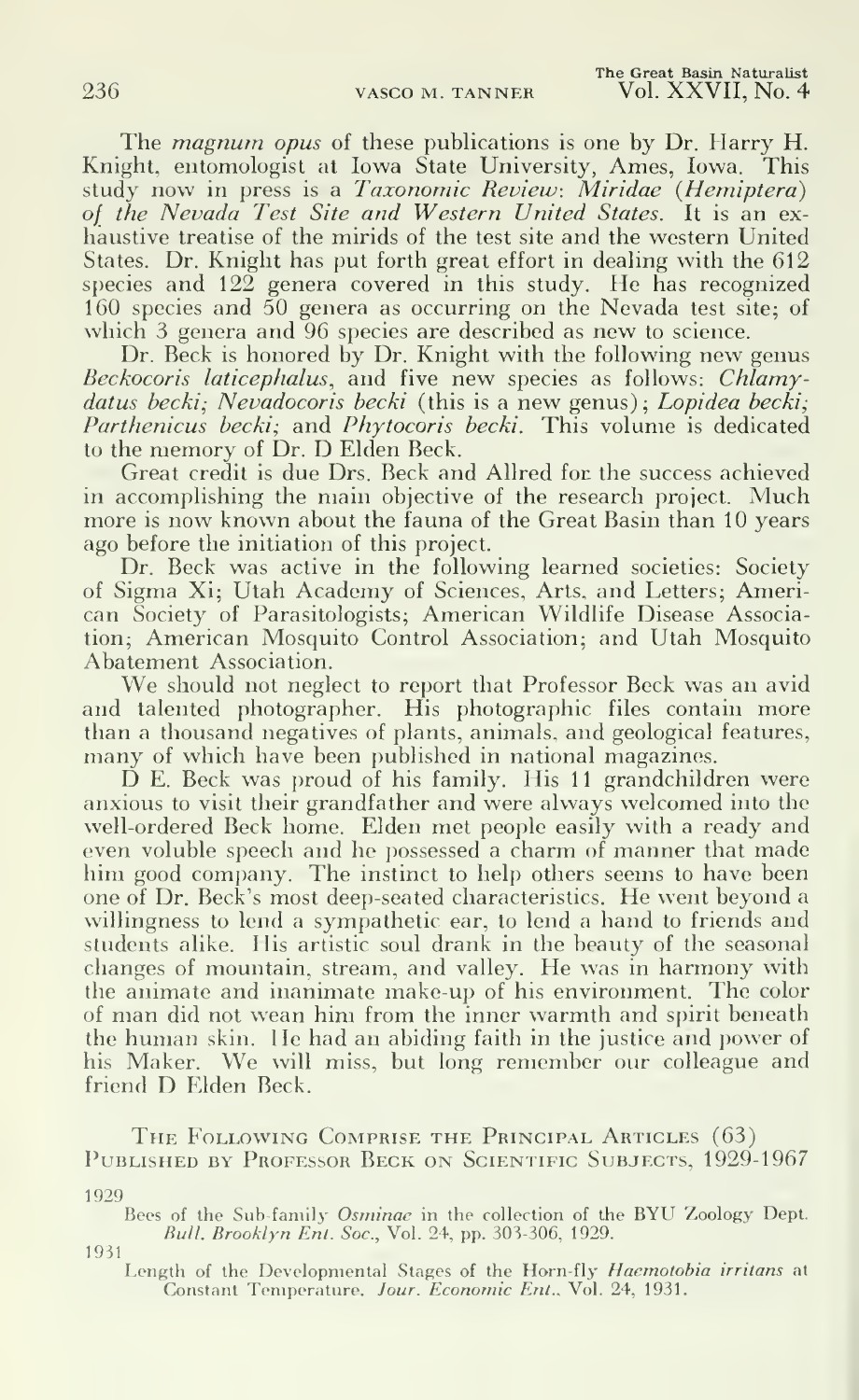The *magnum opus* of these publications is one by Dr. Harry H. Knight, entomologist at Iowa State University, Ames, Iowa. This study now in press is a *Taxonomic Review: Miridae (Hemiptera) of the Nevada Test Site and Western United States.* It is an exhaustive treatise of the mirids of the test site and the western United States. Dr. Knight has put forth great effort in dealing with the 612 species and 122 genera covered in this study. He has recognized 160 species and 50 genera as occurring on the Nevada test site; of which 3 genera and 96 species are described as new to science.

Dr. Beck is honored by Dr. Knight with the following new genus *Beckocoris laticephalus*, and five new species as follows: *Chlamydatus becki; Nevadocoris becki* (this is a new genus); *Lopidea becki; Parthenicus becki;* and *Phytocoris becki*. This volume is dedicated to the memory of Dr. D Elden Beck.

Great credit is due Drs. Beck and Allred for the success achieved in accomplishing the main objective of the research project. Much more is now known about the fauna of the Great Basin than 10 years ago before the initiation of this project.

Dr. Beck was active in the following learned societies: Society of Sigma Xi; Utah Academy of Sciences, Arts, and Letters; American Society of Parasitologists; American Wildlife Disease Association; American Mosquito Control Association; and Utah Mosquito Abatement Association.

We should not neglect to report that Professor Beck was an avid and talented photographer. His photographic files contain more than a thousand negatives of plants, animals, and geological features, many of which have been published in national magazines.

D E. Beck was proud of his family. His 11 grandchildren were anxious to visit their grandfather and were always welcomed into the well-ordered Beck home. Elden met people easily with a ready and even voluble speech and he possessed a charm of manner that made him good company. The instinct to help others seems to have been one of Dr. Beck's most deep-seated characteristics. He went beyond a willingness to lend a sympathetic ear, to lend a hand to friends and students alike. His artistic soul drank in the beauty of the seasonal changes of mountain, stream, and valley. He was in harmony with the animate and inanimate make-up of his environment. The color of man did not wean him from the inner warmth and spirit beneath the human skin. He had an abiding faith in the justice and power of his Maker. We will miss, but long remember our colleague and friend D Elden Beck.

## The Following Comprise the Principal Articles (63) Published by Professor Beck on Scientific Subjects, 1929-1967

1929

Bees of the Sub-family *Osminae* in the collection of the BYU Zoology Dept. *Bull. Brooklyn Ent. Soc.*, Vol. 24, pp. 303-306, 1929.

1931

Length of the Developmental Stages of the Horn-fly *Haemotobia irritans* at Constant Temperature. *Jour. Economic Ent.*, Vol. 24, 1931.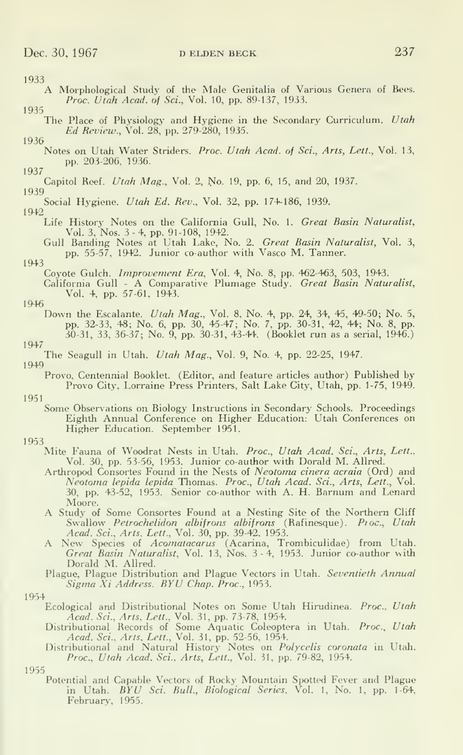1933

A Morphological Study of the Male Genitalia of Various Genera of Bees. *Proc. Utah Acad. of Sci.*, Vol. 10, pp. 89-137, 1933.

1935

The Place of Physiology and Hygiene in the Secondary Curriculum. *Utah Ed Review.*, Vol. 28, pp. 279-280, 1935.

1936

Notes on Utah Water Striders. *Proc. Utah Acad. of Sci., Arts, Lett.*, Vol. 13, pp. 203-206, 1936.

1937

Capitol Reef. *Utah Mag.*, Vol. 2, No. 19, pp. 6, 15, and 20, 1937.

1939

Social Hygiene. *Utah Ed. Rev.*, Vol. 32, pp. 174-186, 1939.

1942

Life History Notes on the California Gull, No. 1. *Great Basin Naturalist*, Vol. 3, Nos. 3 - 4, pp. 91-108, 1942.

Gull Banding Notes at Utah Lake, No. 2. *Great Basin Naturalist*, Vol. 3, pp. 55-57, 1942. Junior co-author with Vasco M. Tanner.

1943

Coyote Gulch. *Improvement Era*, Vol. 4, No. 8, pp. 462-463, 503, 1943.

California Gull - A Comparative Plumage Study. *Great Basin Naturalist*, Vol. 4, pp. 57-61, 1943.

1946

Down the Escalante. *Utah Mag.*, Vol. 8, No. 4, pp. 24, 34, 45, 49-50; No. 5, pp. 32-33, 48; No. 6, pp. 30, 45-47; No. 7, pp. 30-31, 42, 44; No. 8, pp. 30-31, 33, 36-37; No. 9, pp. 30-31, 43-44. (Booklet run as a serial, 1946.)

1947

The Seagull in Utah. *Utah Mag.*, Vol. 9, No. 4, pp. 22-25, 1947.

1949

Provo, Centennial Booklet. (Editor, and feature articles author) Published by Provo City, Lorraine Press Printers, Salt Lake City, Utah, pp. 1-75, 1949.

1951

Some Observations on Biology Instructions in Secondary Schools. Proceedings Eighth Annual Conference on Higher Education: Utah Conferences on Higher Education. September 1951.

1953

Mite Fauna of Woodrat Nests in Utah. *Proc., Utah Acad. Sci., Arts, Lett.*, Vol. 30, pp. 53-56, 1953. Junior co-author with Dorald M. Allred.

Arthropod Consortes Found in the Nests of *Neotoma cinera acraia* (Ord) and *Neotoma lepida lepida* Thomas. *Proc., Utah Acad. Sci., Arts, Lett.*, Vol. 30, pp. 43-52, 1953. Senior co-author with A. H. Barnum and Lenard Moore.

A Study of Some Consortes Found at a Nesting Site of the Northern Cliff Swallow *Petrochelidon albifrons albifrons* (Rafinesque). *Proc., Utah Acad. Sci., Arts, Lett.*, Vol. 30, pp. 39-42, 1953.

A New Species of *Acomatacarus* (Acarina, Trombiculidae) from Utah. *Great Basin Naturalist*, Vol. 13, Nos. 3 - 4, 1953. Junior co-author with Dorald M. Allred.

Plague, Plague Distribution and Plague Vectors in Utah. *Seventieth Annual Sigma Xi Address. BYU Chap. Proc.*, 1953.

1954

Ecological and Distributional Notes on Some Utah Hirudinea. *Proc., Utah Acad. Sci., Arts, Lett.*, Vol. 31, pp. 73-78, 1954.

Distributional Records of Some Aquatic Coleoptera in Utah. *Proc., Utah Acad. Sci., Arts, Lett.*, Vol. 31, pp. 52-56, 1954.

Distributional and Natural History Notes on *Polycelis coronata* in Utah. *Proc., Utah Acad. Sci., Arts, Lett.*, Vol. 31, pp. 79-82, 1954.

1955

Potential and Capable Vectors of Rocky Mountain Spotted Fever and Plague in Utah. *BYU Sci. Bull., Biological Series*, Vol. 1, No. 1, pp. 1-64, February, 1955.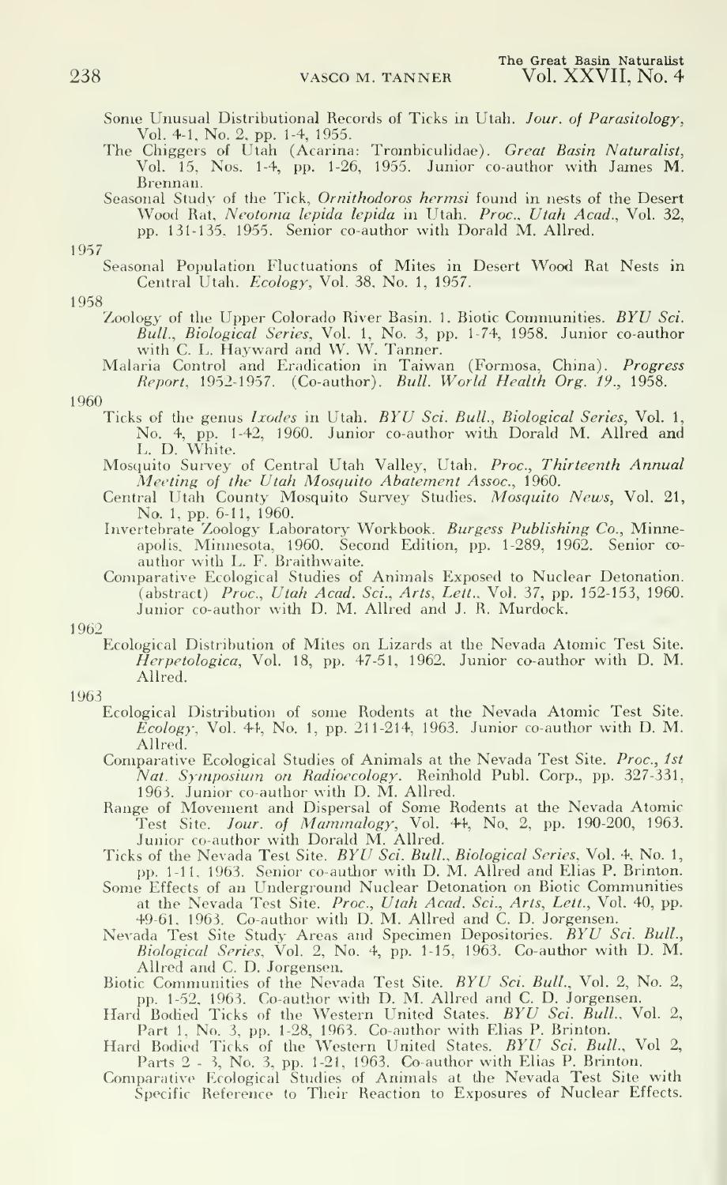Some Unusual Distributional Records of Ticks in Utah. *Jour. of Parasitology*, Vol. 4-1, No. 2, pp. 1-4, 1955.

The Chiggers of Utah (Acarina: Trombiculidae). *Great Basin Naturalist*, Vol. 15, Nos. 1-4, pp. 1-26, 1955. Junior co-author with James M. Brennan.

Seasonal Study of the Tick, *Ornithodoros hermsi* found in nests of the Desert Wood Rat, *Neotoma lepida lepida* in Utah. *Proc., Utah Acad.*, Vol. 32, pp. 131-135, 1955. Senior co-author with Dorald M. Allred.

1957

Seasonal Population Fluctuations of Mites in Desert Wood Rat Nests in Central Utah. *Ecology*, Vol. 38, No. 1, 1957.

1958

Zoology of the Upper Colorado River Basin. 1. Biotic Communities. *BYU Sci. Bull., Biological Series*, Vol. 1, No. 3, pp. 1-74, 1958. Junior co-author with C. L. Hayward and W. W. Tanner.

Malaria Control and Eradication in Taiwan (Formosa, China). *Progress Report*, 1952-1957. (Co-author). *Bull. World Health Org. 19.*, 1958.

1960

Ticks of the genus *Ixodes* in Utah. *BYU Sci. Bull., Biological Series*, Vol. 1, No. 4, pp. 1-42, 1960. Junior co-author with Dorald M. Allred and L. D. White.

Mosquito Survey of Central Utah Valley, Utah. *Proc., Thirteenth Annual Meeting of the Utah Mosquito Abatement Assoc.*, 1960.

Central Utah County Mosquito Survey Studies. *Mosquito News*, Vol. 21, No. 1, pp. 6-11, 1960.

Invertebrate Zoology Laboratory Workbook. *Burgess Publishing Co.*, Minneapolis, Minnesota, 1960. Second Edition, pp. 1-289, 1962. Senior co-author with L. F. Braithwaite.

Comparative Ecological Studies of Animals Exposed to Nuclear Detonation. (abstract) *Proc., Utah Acad. Sci., Arts, Lett.*, Vol. 37, pp. 152-153, 1960. Junior co-author with D. M. Allred and J. R. Murdock.

1962

Ecological Distribution of Mites on Lizards at the Nevada Atomic Test Site. *Herpetologica*, Vol. 18, pp. 47-51, 1962. Junior co-author with D. M. Allred.

1963

Ecological Distribution of some Rodents at the Nevada Atomic Test Site. *Ecology*, Vol. 44, No. 1, pp. 211-214, 1963. Junior co-author with D. M. Allred.

Comparative Ecological Studies of Animals at the Nevada Test Site. *Proc., 1st Nat. Symposium on Radioecology*. Reinhold Publ. Corp., pp. 327-331, 1963. Junior co-author with D. M. Allred.

Range of Movement and Dispersal of Some Rodents at the Nevada Atomic Test Site. *Jour. of Mammalogy*, Vol. 44, No. 2, pp. 190-200, 1963. Junior co-author with Dorald M. Allred.

Ticks of the Nevada Test Site. *BYU Sci. Bull., Biological Series*, Vol. 4, No. 1, pp. 1-11, 1963. Senior co-author with D. M. Allred and Elias P. Brinton.

Some Effects of an Underground Nuclear Detonation on Biotic Communities at the Nevada Test Site. *Proc., Utah Acad. Sci., Arts, Lett.*, Vol. 40, pp. 49-61, 1963. Co-author with D. M. Allred and C. D. Jorgensen.

Nevada Test Site Study Areas and Specimen Depositories. *BYU Sci. Bull., Biological Series*, Vol. 2, No. 4, pp. 1-15, 1963. Co-author with D. M. Allred and C. D. Jorgensen.

Biotic Communities of the Nevada Test Site. *BYU Sci. Bull.*, Vol. 2, No. 2, pp. 1-52, 1963. Co-author with D. M. Allred and C. D. Jorgensen.

Hard Bodied Ticks of the Western United States. *BYU Sci. Bull.*, Vol. 2, Part 1, No. 3, pp. 1-28, 1963. Co-author with Elias P. Brinton.

Hard Bodied Ticks of the Western United States. *BYU Sci. Bull.*, Vol 2, Parts 2 - 3, No. 3, pp. 1-21, 1963. Co-author with Elias P. Brinton.

Comparative Ecological Studies of Animals at the Nevada Test Site with Specific Reference to Their Reaction to Exposures of Nuclear Effects.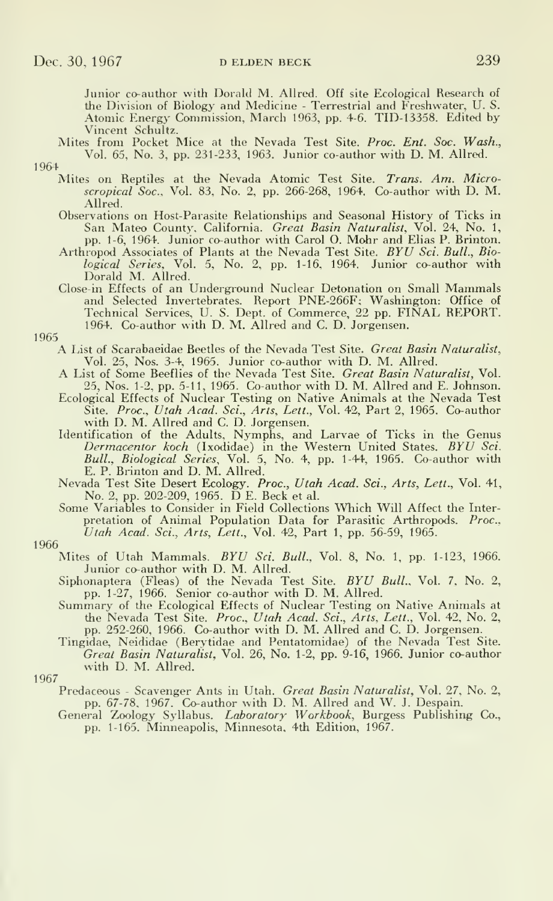Junior co-author with Dorald M. Allred. Off site Ecological Research of the Division of Biology and Medicine - Terrestrial and Freshwater, U. S. Atomic Energy Commission, March 1963, pp. 4-6. TID-13358. Edited by Vincent Schultz.

Mites from Pocket Mice at the Nevada Test Site. *Proc. Ent. Soc. Wash.*, Vol. 65, No. 3, pp. 231-233, 1963. Junior co-author with D. M. Allred.

1964

Mites on Reptiles at the Nevada Atomic Test Site. *Trans. Am. Microscropical Soc.*, Vol. 83, No. 2, pp. 266-268, 1964. Co-author with D. M. Allred.

Observations on Host-Parasite Relationships and Seasonal History of Ticks in San Mateo County, California. *Great Basin Naturalist*, Vol. 24, No. 1, pp. 1-6, 1964. Junior co-author with Carol O. Mohr and Elias P. Brinton.

Arthropod Associates of Plants at the Nevada Test Site. *BYU Sci. Bull., Biological Series*, Vol. 5, No. 2, pp. 1-16, 1964. Junior co-author with Dorald M. Allred.

Close-in Effects of an Underground Nuclear Detonation on Small Mammals and Selected Invertebrates. Report PNE-266F; Washington: Office of Technical Services, U. S. Dept. of Commerce, 22 pp. FINAL REPORT. 1964. Co-author with D. M. Allred and C. D. Jorgensen.

1965

A List of Scarabaeidae Beetles of the Nevada Test Site. *Great Basin Naturalist*, Vol. 25, Nos. 3-4, 1965. Junior co-author with D. M. Allred.

A List of Some Beeflies of the Nevada Test Site. *Great Basin Naturalist*, Vol. 25, Nos. 1-2, pp. 5-11, 1965. Co-author with D. M. Allred and E. Johnson.

Ecological Effects of Nuclear Testing on Native Animals at the Nevada Test Site. *Proc., Utah Acad. Sci., Arts, Lett.*, Vol. 42, Part 2, 1965. Co-author with D. M. Allred and C. D. Jorgensen.

Identification of the Adults, Nymphs, and Larvae of Ticks in the Genus *Dermacentor koch* (Ixodidae) in the Western United States. *BYU Sci. Bull., Biological Series*, Vol. 5, No. 4, pp. 1-44, 1965. Co-author with E. P. Brinton and D. M. Allred.

Nevada Test Site Desert Ecology. *Proc., Utah Acad. Sci., Arts, Lett.*, Vol. 41, No. 2, pp. 202-209, 1965. D E. Beck et al.

Some Variables to Consider in Field Collections Which Will Affect the Interpretation of Animal Population Data for Parasitic Arthropods. *Proc., Utah Acad. Sci., Arts, Lett.*, Vol. 42, Part 1, pp. 56-59, 1965.

1966

Mites of Utah Mammals. *BYU Sci. Bull.*, Vol. 8, No. 1, pp. 1-123, 1966. Junior co-author with D. M. Allred.

Siphonaptera (Fleas) of the Nevada Test Site. *BYU Bull.*, Vol. 7, No. 2, pp. 1-27, 1966. Senior co-author with D. M. Allred.

Summary of the Ecological Effects of Nuclear Testing on Native Animals at the Nevada Test Site. *Proc., Utah Acad. Sci., Arts, Lett.*, Vol. 42, No. 2, pp. 252-260, 1966. Co-author with D. M. Allred and C. D. Jorgensen.

Tingidae, Neididae (Berytidae and Pentatomidae) of the Nevada Test Site. *Great Basin Naturalist*, Vol. 26, No. 1-2, pp. 9-16, 1966. Junior co-author with D. M. Allred.

1967

Predaceous - Scavenger Ants in Utah. *Great Basin Naturalist*, Vol. 27, No. 2, pp. 67-78, 1967. Co-author with D. M. Allred and W. J. Despain.

General Zoology Syllabus. *Laboratory Workbook*, Burgess Publishing Co., pp. 1-165. Minneapolis, Minnesota, 4th Edition, 1967.